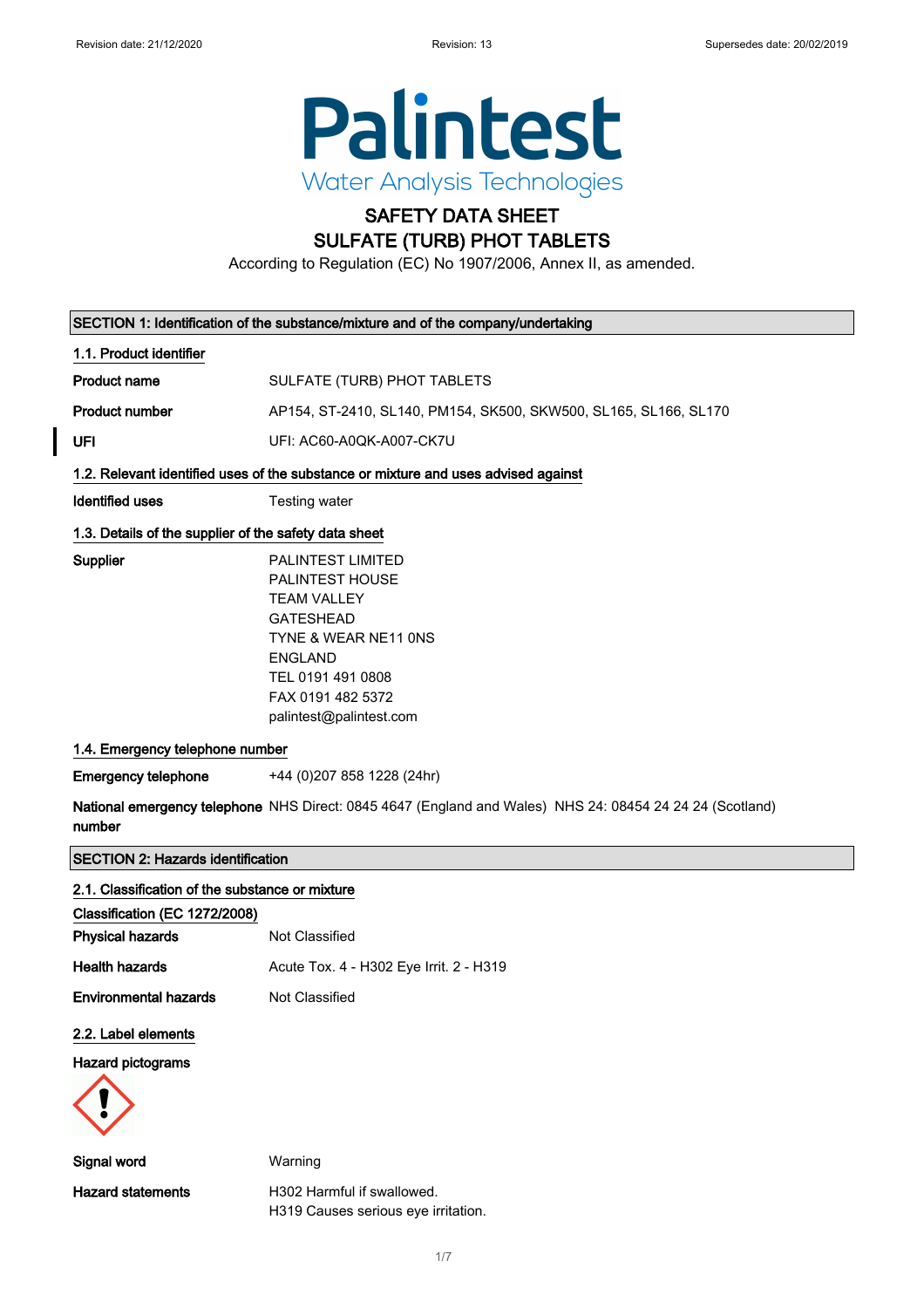Revision date: 21/12/2020 Revision: 13 Supersedes date: 20/02/2019

# Palintest
Water Analysis Technologies

# SAFETY DATA SHEET
# SULFATE (TURB) PHOT TABLETS

According to Regulation (EC) No 1907/2006, Annex II, as amended.

## SECTION 1: Identification of the substance/mixture and of the company/undertaking

### 1.1. Product identifier

**Product name** SULFATE (TURB) PHOT TABLETS

**Product number** AP154, ST-2410, SL140, PM154, SK500, SKW500, SL165, SL166, SL170

**UFI** UFI: AC60-A0QK-A007-CK7U

### 1.2. Relevant identified uses of the substance or mixture and uses advised against

**Identified uses** Testing water

### 1.3. Details of the supplier of the safety data sheet

**Supplier**
PALINTEST LIMITED
PALINTEST HOUSE
TEAM VALLEY
GATESHEAD
TYNE & WEAR NE11 0NS
ENGLAND
TEL 0191 491 0808
FAX 0191 482 5372
palintest@palintest.com

### 1.4. Emergency telephone number

**Emergency telephone** +44 (0)207 858 1228 (24hr)

**National emergency telephone number** NHS Direct: 0845 4647 (England and Wales) NHS 24: 08454 24 24 24 (Scotland)

## SECTION 2: Hazards identification

### 2.1. Classification of the substance or mixture

**Classification (EC 1272/2008)**

**Physical hazards** Not Classified

**Health hazards** Acute Tox. 4 - H302 Eye Irrit. 2 - H319

**Environmental hazards** Not Classified

### 2.2. Label elements

**Hazard pictograms**

**Signal word** Warning

**Hazard statements**
H302 Harmful if swallowed.
H319 Causes serious eye irritation.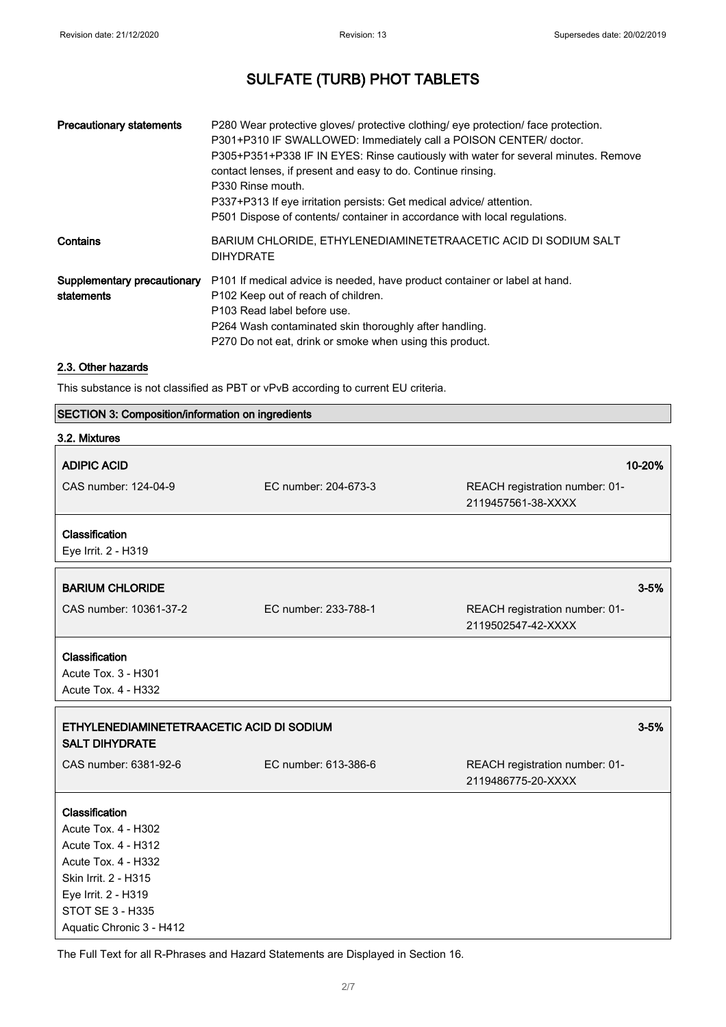# SULFATE (TURB) PHOT TABLETS

| | |
|---|---|
| **Precautionary statements** | P280 Wear protective gloves/ protective clothing/ eye protection/ face protection.<br>P301+P310 IF SWALLOWED: Immediately call a POISON CENTER/ doctor.<br>P305+P351+P338 IF IN EYES: Rinse cautiously with water for several minutes. Remove contact lenses, if present and easy to do. Continue rinsing.<br>P330 Rinse mouth.<br>P337+P313 If eye irritation persists: Get medical advice/ attention.<br>P501 Dispose of contents/ container in accordance with local regulations. |
| **Contains** | BARIUM CHLORIDE, ETHYLENEDIAMINETETRAACETIC ACID DI SODIUM SALT DIHYDRATE |
| **Supplementary precautionary statements** | P101 If medical advice is needed, have product container or label at hand.<br>P102 Keep out of reach of children.<br>P103 Read label before use.<br>P264 Wash contaminated skin thoroughly after handling.<br>P270 Do not eat, drink or smoke when using this product. |

### 2.3. Other hazards

This substance is not classified as PBT or vPvB according to current EU criteria.

## SECTION 3: Composition/information on ingredients

### 3.2. Mixtures

**ADIPIC ACID** — 10-20%

| | | |
|---|---|---|
| CAS number: 124-04-9 | EC number: 204-673-3 | REACH registration number: 01-2119457561-38-XXXX |

**Classification**
Eye Irrit. 2 - H319

**BARIUM CHLORIDE** — 3-5%

| | | |
|---|---|---|
| CAS number: 10361-37-2 | EC number: 233-788-1 | REACH registration number: 01-2119502547-42-XXXX |

**Classification**
Acute Tox. 3 - H301
Acute Tox. 4 - H332

**ETHYLENEDIAMINETETRAACETIC ACID DI SODIUM SALT DIHYDRATE** — 3-5%

| | | |
|---|---|---|
| CAS number: 6381-92-6 | EC number: 613-386-6 | REACH registration number: 01-2119486775-20-XXXX |

**Classification**
Acute Tox. 4 - H302
Acute Tox. 4 - H312
Acute Tox. 4 - H332
Skin Irrit. 2 - H315
Eye Irrit. 2 - H319
STOT SE 3 - H335
Aquatic Chronic 3 - H412

The Full Text for all R-Phrases and Hazard Statements are Displayed in Section 16.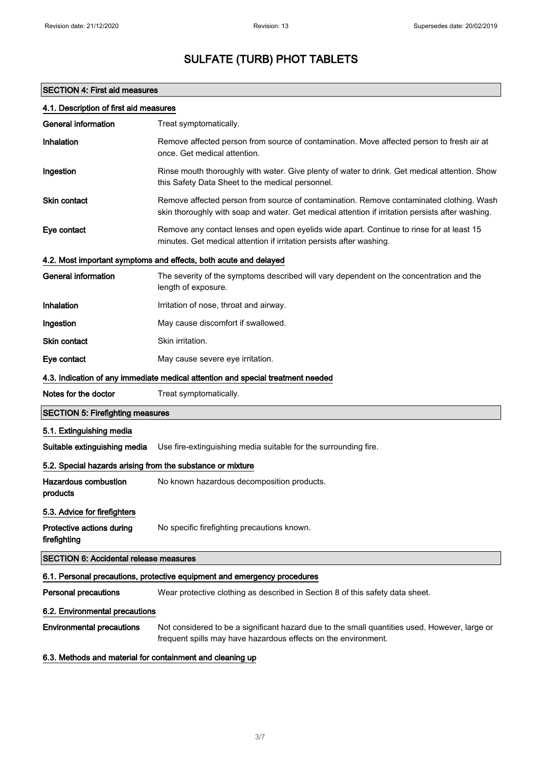# SULFATE (TURB) PHOT TABLETS

## SECTION 4: First aid measures

### 4.1. Description of first aid measures

| | |
|---|---|
| **General information** | Treat symptomatically. |
| **Inhalation** | Remove affected person from source of contamination. Move affected person to fresh air at once. Get medical attention. |
| **Ingestion** | Rinse mouth thoroughly with water. Give plenty of water to drink. Get medical attention. Show this Safety Data Sheet to the medical personnel. |
| **Skin contact** | Remove affected person from source of contamination. Remove contaminated clothing. Wash skin thoroughly with soap and water. Get medical attention if irritation persists after washing. |
| **Eye contact** | Remove any contact lenses and open eyelids wide apart. Continue to rinse for at least 15 minutes. Get medical attention if irritation persists after washing. |

### 4.2. Most important symptoms and effects, both acute and delayed

| | |
|---|---|
| **General information** | The severity of the symptoms described will vary dependent on the concentration and the length of exposure. |
| **Inhalation** | Irritation of nose, throat and airway. |
| **Ingestion** | May cause discomfort if swallowed. |
| **Skin contact** | Skin irritation. |
| **Eye contact** | May cause severe eye irritation. |

### 4.3. Indication of any immediate medical attention and special treatment needed

| | |
|---|---|
| **Notes for the doctor** | Treat symptomatically. |

## SECTION 5: Firefighting measures

### 5.1. Extinguishing media

| | |
|---|---|
| **Suitable extinguishing media** | Use fire-extinguishing media suitable for the surrounding fire. |

### 5.2. Special hazards arising from the substance or mixture

| | |
|---|---|
| **Hazardous combustion products** | No known hazardous decomposition products. |

### 5.3. Advice for firefighters

| | |
|---|---|
| **Protective actions during firefighting** | No specific firefighting precautions known. |

## SECTION 6: Accidental release measures

### 6.1. Personal precautions, protective equipment and emergency procedures

| | |
|---|---|
| **Personal precautions** | Wear protective clothing as described in Section 8 of this safety data sheet. |

### 6.2. Environmental precautions

| | |
|---|---|
| **Environmental precautions** | Not considered to be a significant hazard due to the small quantities used. However, large or frequent spills may have hazardous effects on the environment. |

### 6.3. Methods and material for containment and cleaning up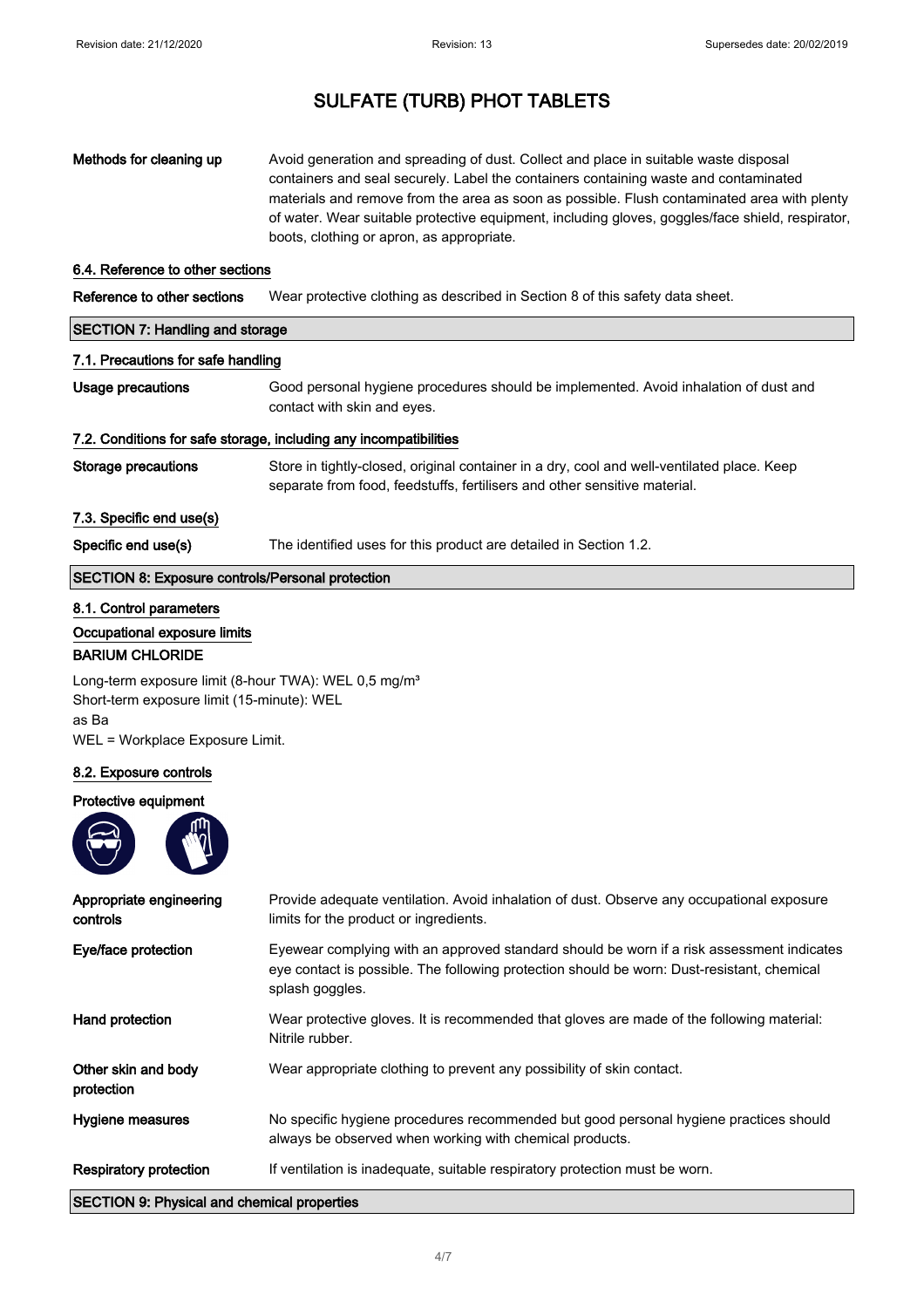# SULFATE (TURB) PHOT TABLETS

| | |
|---|---|
| **Methods for cleaning up** | Avoid generation and spreading of dust. Collect and place in suitable waste disposal containers and seal securely. Label the containers containing waste and contaminated materials and remove from the area as soon as possible. Flush contaminated area with plenty of water. Wear suitable protective equipment, including gloves, goggles/face shield, respirator, boots, clothing or apron, as appropriate. |

### 6.4. Reference to other sections

| | |
|---|---|
| **Reference to other sections** | Wear protective clothing as described in Section 8 of this safety data sheet. |

## SECTION 7: Handling and storage

### 7.1. Precautions for safe handling

| | |
|---|---|
| **Usage precautions** | Good personal hygiene procedures should be implemented. Avoid inhalation of dust and contact with skin and eyes. |

### 7.2. Conditions for safe storage, including any incompatibilities

| | |
|---|---|
| **Storage precautions** | Store in tightly-closed, original container in a dry, cool and well-ventilated place. Keep separate from food, feedstuffs, fertilisers and other sensitive material. |

### 7.3. Specific end use(s)

| | |
|---|---|
| **Specific end use(s)** | The identified uses for this product are detailed in Section 1.2. |

## SECTION 8: Exposure controls/Personal protection

### 8.1. Control parameters

**Occupational exposure limits**

**BARIUM CHLORIDE**

Long-term exposure limit (8-hour TWA): WEL 0,5 mg/m³
Short-term exposure limit (15-minute): WEL
as Ba
WEL = Workplace Exposure Limit.

### 8.2. Exposure controls

**Protective equipment**

| | |
|---|---|
| **Appropriate engineering controls** | Provide adequate ventilation. Avoid inhalation of dust. Observe any occupational exposure limits for the product or ingredients. |
| **Eye/face protection** | Eyewear complying with an approved standard should be worn if a risk assessment indicates eye contact is possible. The following protection should be worn: Dust-resistant, chemical splash goggles. |
| **Hand protection** | Wear protective gloves. It is recommended that gloves are made of the following material: Nitrile rubber. |
| **Other skin and body protection** | Wear appropriate clothing to prevent any possibility of skin contact. |
| **Hygiene measures** | No specific hygiene procedures recommended but good personal hygiene practices should always be observed when working with chemical products. |
| **Respiratory protection** | If ventilation is inadequate, suitable respiratory protection must be worn. |

## SECTION 9: Physical and chemical properties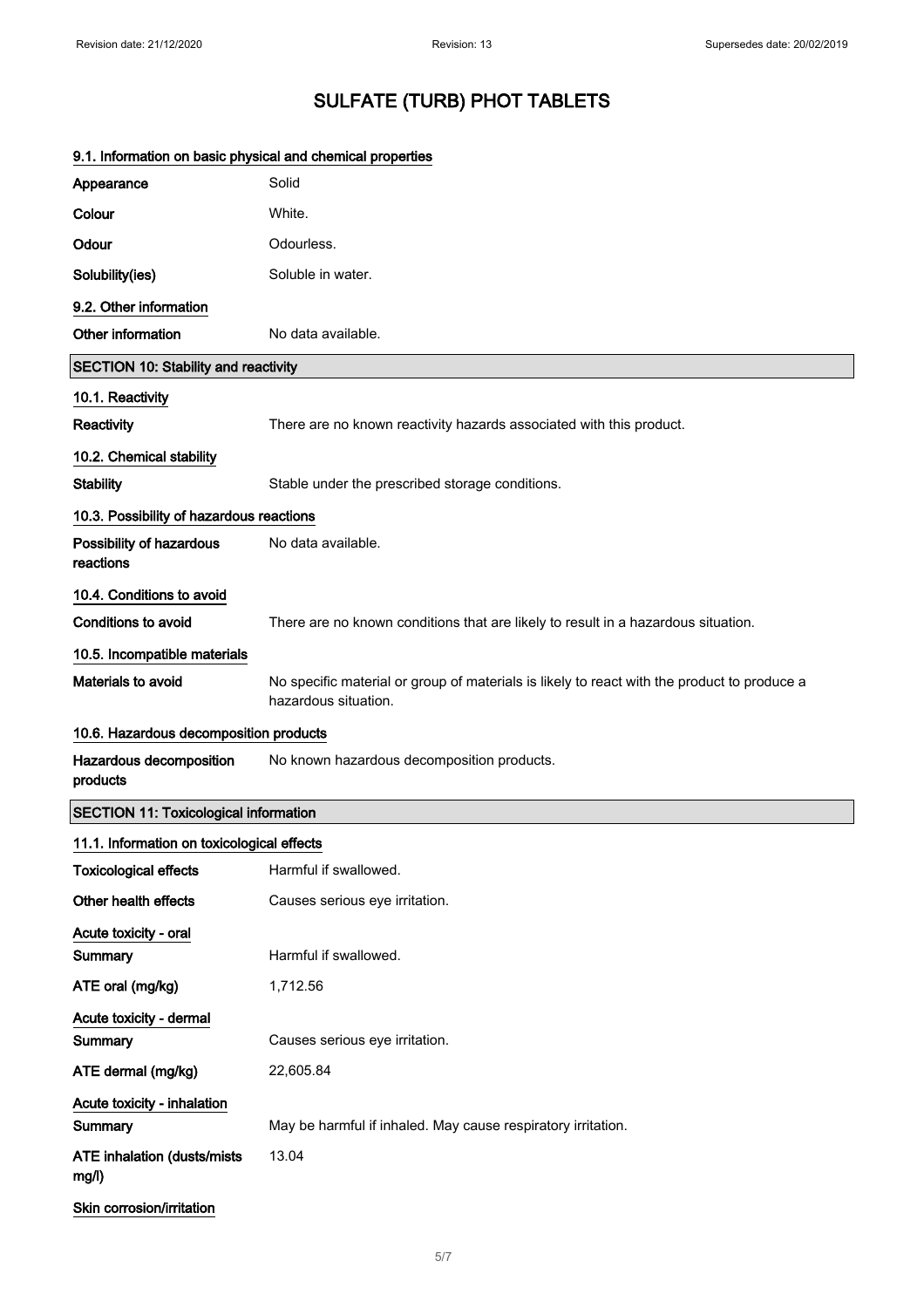# SULFATE (TURB) PHOT TABLETS

### 9.1. Information on basic physical and chemical properties

| | |
|---|---|
| **Appearance** | Solid |
| **Colour** | White. |
| **Odour** | Odourless. |
| **Solubility(ies)** | Soluble in water. |

### 9.2. Other information

| | |
|---|---|
| **Other information** | No data available. |

## SECTION 10: Stability and reactivity

### 10.1. Reactivity

| | |
|---|---|
| **Reactivity** | There are no known reactivity hazards associated with this product. |

### 10.2. Chemical stability

| | |
|---|---|
| **Stability** | Stable under the prescribed storage conditions. |

### 10.3. Possibility of hazardous reactions

| | |
|---|---|
| **Possibility of hazardous reactions** | No data available. |

### 10.4. Conditions to avoid

| | |
|---|---|
| **Conditions to avoid** | There are no known conditions that are likely to result in a hazardous situation. |

### 10.5. Incompatible materials

| | |
|---|---|
| **Materials to avoid** | No specific material or group of materials is likely to react with the product to produce a hazardous situation. |

### 10.6. Hazardous decomposition products

| | |
|---|---|
| **Hazardous decomposition products** | No known hazardous decomposition products. |

## SECTION 11: Toxicological information

### 11.1. Information on toxicological effects

| | |
|---|---|
| **Toxicological effects** | Harmful if swallowed. |
| **Other health effects** | Causes serious eye irritation. |

**Acute toxicity - oral**

| | |
|---|---|
| **Summary** | Harmful if swallowed. |
| **ATE oral (mg/kg)** | 1,712.56 |

**Acute toxicity - dermal**

| | |
|---|---|
| **Summary** | Causes serious eye irritation. |
| **ATE dermal (mg/kg)** | 22,605.84 |

**Acute toxicity - inhalation**

| | |
|---|---|
| **Summary** | May be harmful if inhaled. May cause respiratory irritation. |
| **ATE inhalation (dusts/mists mg/l)** | 13.04 |

**Skin corrosion/irritation**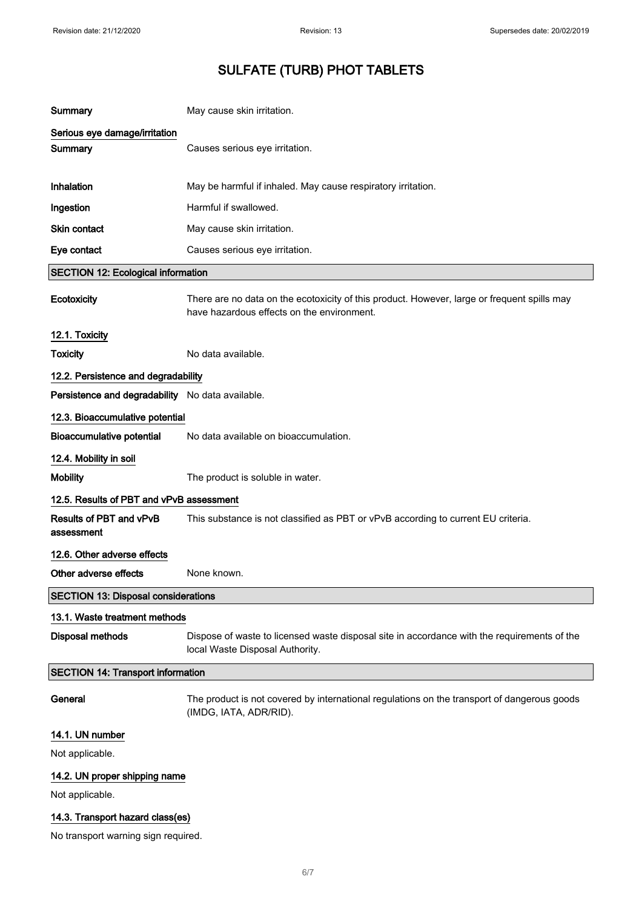# SULFATE (TURB) PHOT TABLETS

**Summary** May cause skin irritation.

**Serious eye damage/irritation**

**Summary** Causes serious eye irritation.

**Inhalation** May be harmful if inhaled. May cause respiratory irritation.

**Ingestion** Harmful if swallowed.

**Skin contact** May cause skin irritation.

**Eye contact** Causes serious eye irritation.

## SECTION 12: Ecological information

**Ecotoxicity** There are no data on the ecotoxicity of this product. However, large or frequent spills may have hazardous effects on the environment.

### 12.1. Toxicity

**Toxicity** No data available.

### 12.2. Persistence and degradability

**Persistence and degradability** No data available.

### 12.3. Bioaccumulative potential

**Bioaccumulative potential** No data available on bioaccumulation.

### 12.4. Mobility in soil

**Mobility** The product is soluble in water.

### 12.5. Results of PBT and vPvB assessment

**Results of PBT and vPvB assessment** This substance is not classified as PBT or vPvB according to current EU criteria.

### 12.6. Other adverse effects

**Other adverse effects** None known.

## SECTION 13: Disposal considerations

### 13.1. Waste treatment methods

**Disposal methods** Dispose of waste to licensed waste disposal site in accordance with the requirements of the local Waste Disposal Authority.

## SECTION 14: Transport information

**General** The product is not covered by international regulations on the transport of dangerous goods (IMDG, IATA, ADR/RID).

### 14.1. UN number

Not applicable.

### 14.2. UN proper shipping name

Not applicable.

### 14.3. Transport hazard class(es)

No transport warning sign required.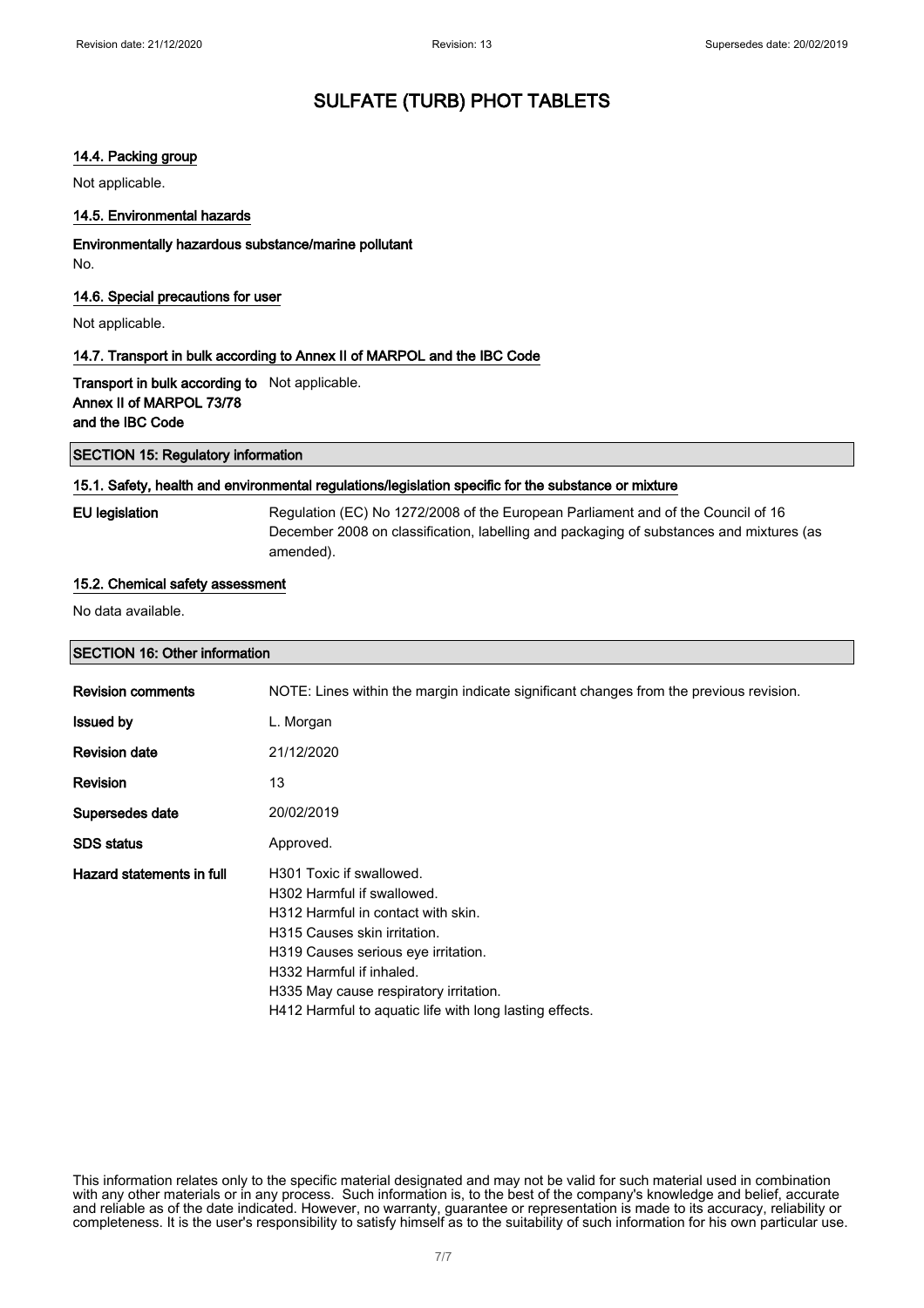# SULFATE (TURB) PHOT TABLETS

### 14.4. Packing group

Not applicable.

### 14.5. Environmental hazards

**Environmentally hazardous substance/marine pollutant**

No.

### 14.6. Special precautions for user

Not applicable.

### 14.7. Transport in bulk according to Annex II of MARPOL and the IBC Code

| | |
|---|---|
| **Transport in bulk according to Annex II of MARPOL 73/78 and the IBC Code** | Not applicable. |

## SECTION 15: Regulatory information

### 15.1. Safety, health and environmental regulations/legislation specific for the substance or mixture

| | |
|---|---|
| **EU legislation** | Regulation (EC) No 1272/2008 of the European Parliament and of the Council of 16 December 2008 on classification, labelling and packaging of substances and mixtures (as amended). |

### 15.2. Chemical safety assessment

No data available.

## SECTION 16: Other information

| | |
|---|---|
| **Revision comments** | NOTE: Lines within the margin indicate significant changes from the previous revision. |
| **Issued by** | L. Morgan |
| **Revision date** | 21/12/2020 |
| **Revision** | 13 |
| **Supersedes date** | 20/02/2019 |
| **SDS status** | Approved. |
| **Hazard statements in full** | H301 Toxic if swallowed.<br>H302 Harmful if swallowed.<br>H312 Harmful in contact with skin.<br>H315 Causes skin irritation.<br>H319 Causes serious eye irritation.<br>H332 Harmful if inhaled.<br>H335 May cause respiratory irritation.<br>H412 Harmful to aquatic life with long lasting effects. |

This information relates only to the specific material designated and may not be valid for such material used in combination with any other materials or in any process. Such information is, to the best of the company's knowledge and belief, accurate and reliable as of the date indicated. However, no warranty, guarantee or representation is made to its accuracy, reliability or completeness. It is the user's responsibility to satisfy himself as to the suitability of such information for his own particular use.